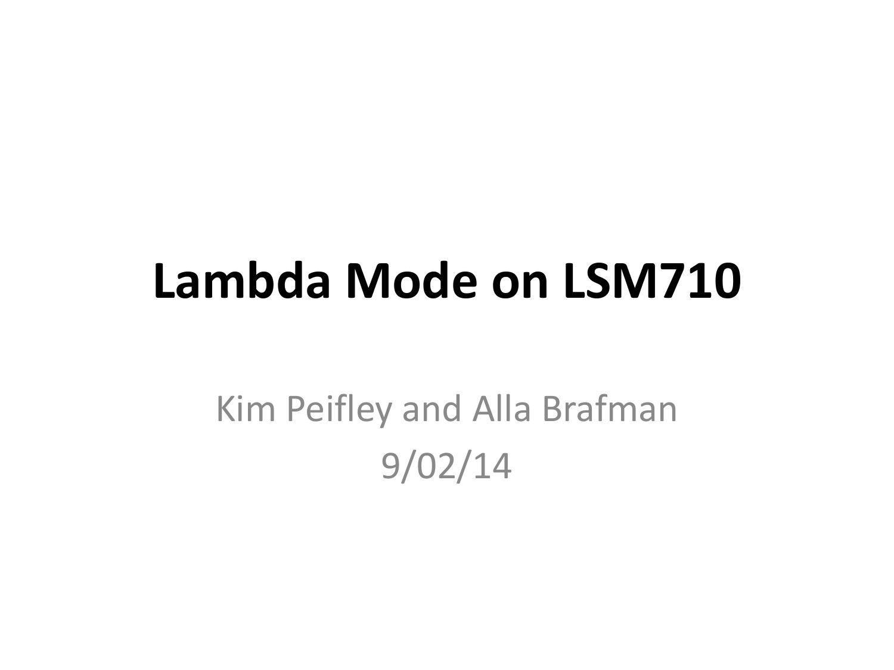# Lambda Mode on LSM710

Kim Peifley and Alla Brafman

9/02/14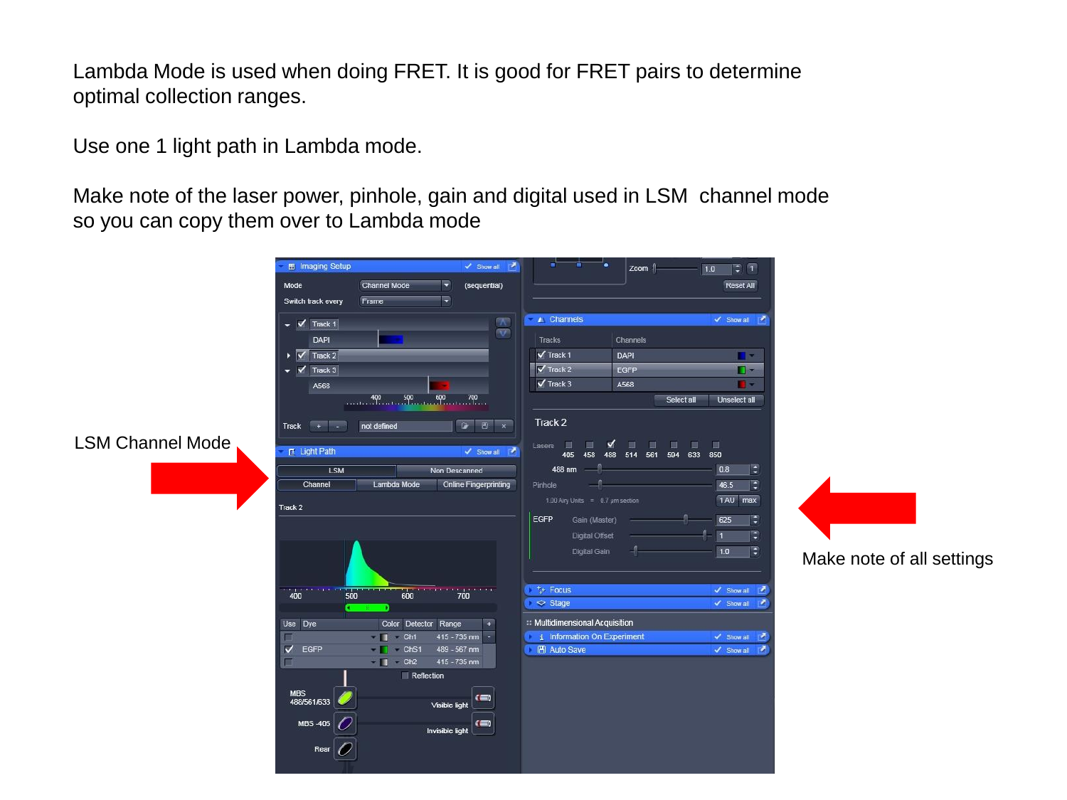Lambda Mode is used when doing FRET. It is good for FRET pairs to determine optimal collection ranges.

Use one 1 light path in Lambda mode.

Make note of the laser power, pinhole, gain and digital used in LSM channel mode so you can copy them over to Lambda mode

LSM Channel Mode

Make note of all settings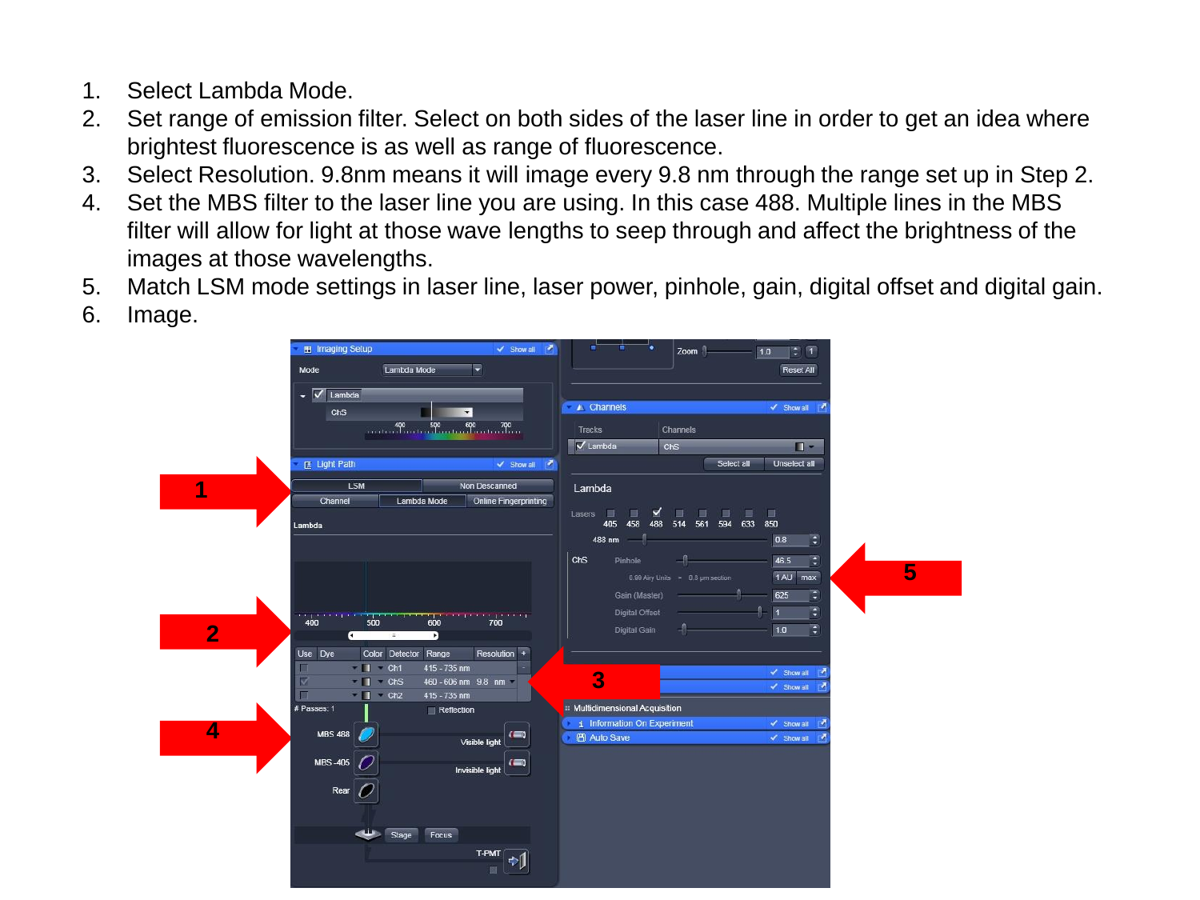1. Select Lambda Mode.
2. Set range of emission filter. Select on both sides of the laser line in order to get an idea where brightest fluorescence is as well as range of fluorescence.
3. Select Resolution. 9.8nm means it will image every 9.8 nm through the range set up in Step 2.
4. Set the MBS filter to the laser line you are using. In this case 488. Multiple lines in the MBS filter will allow for light at those wave lengths to seep through and affect the brightness of the images at those wavelengths.
5. Match LSM mode settings in laser line, laser power, pinhole, gain, digital offset and digital gain.
6. Image.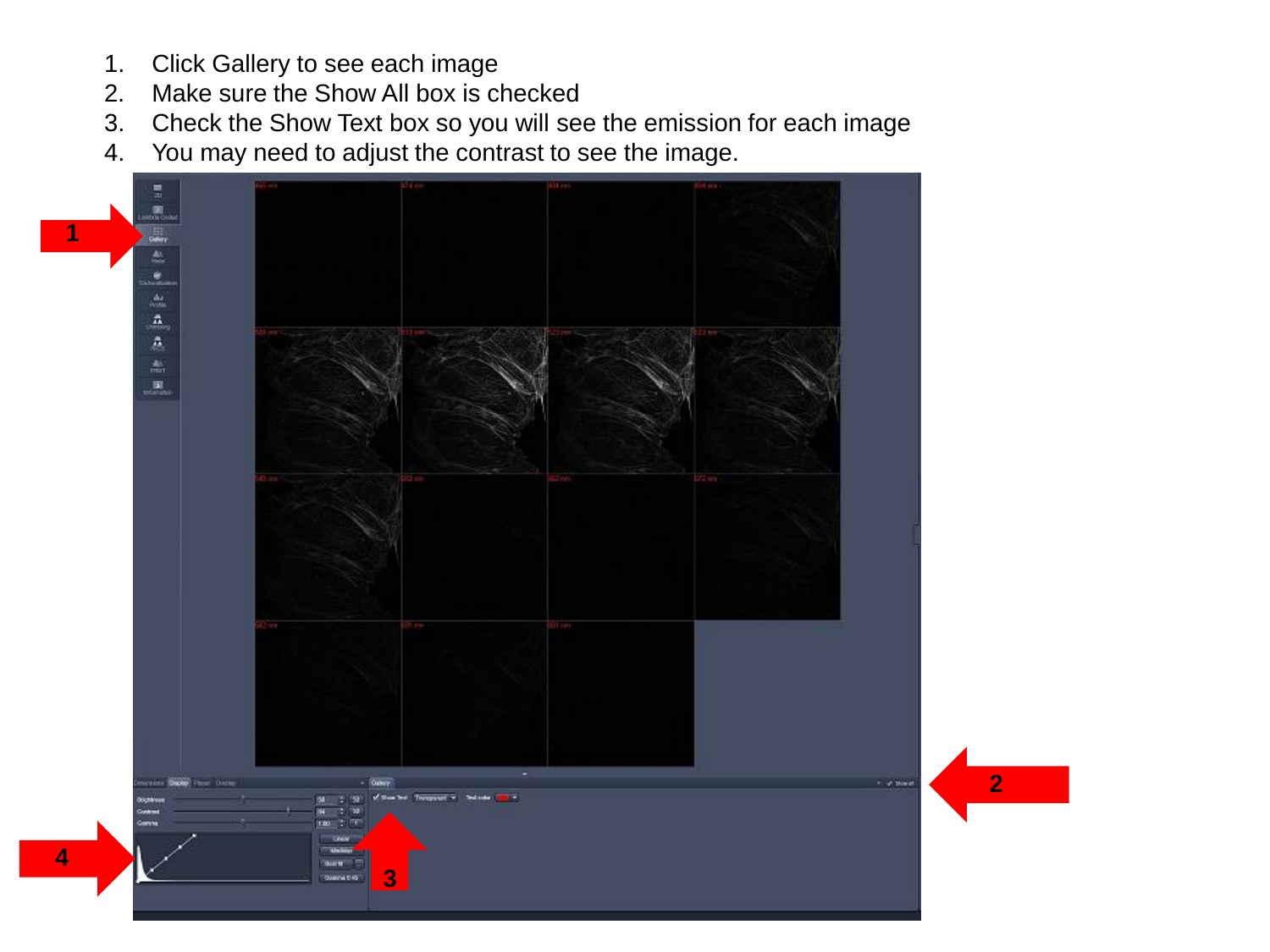1. Click Gallery to see each image
2. Make sure the Show All box is checked
3. Check the Show Text box so you will see the emission for each image
4. You may need to adjust the contrast to see the image.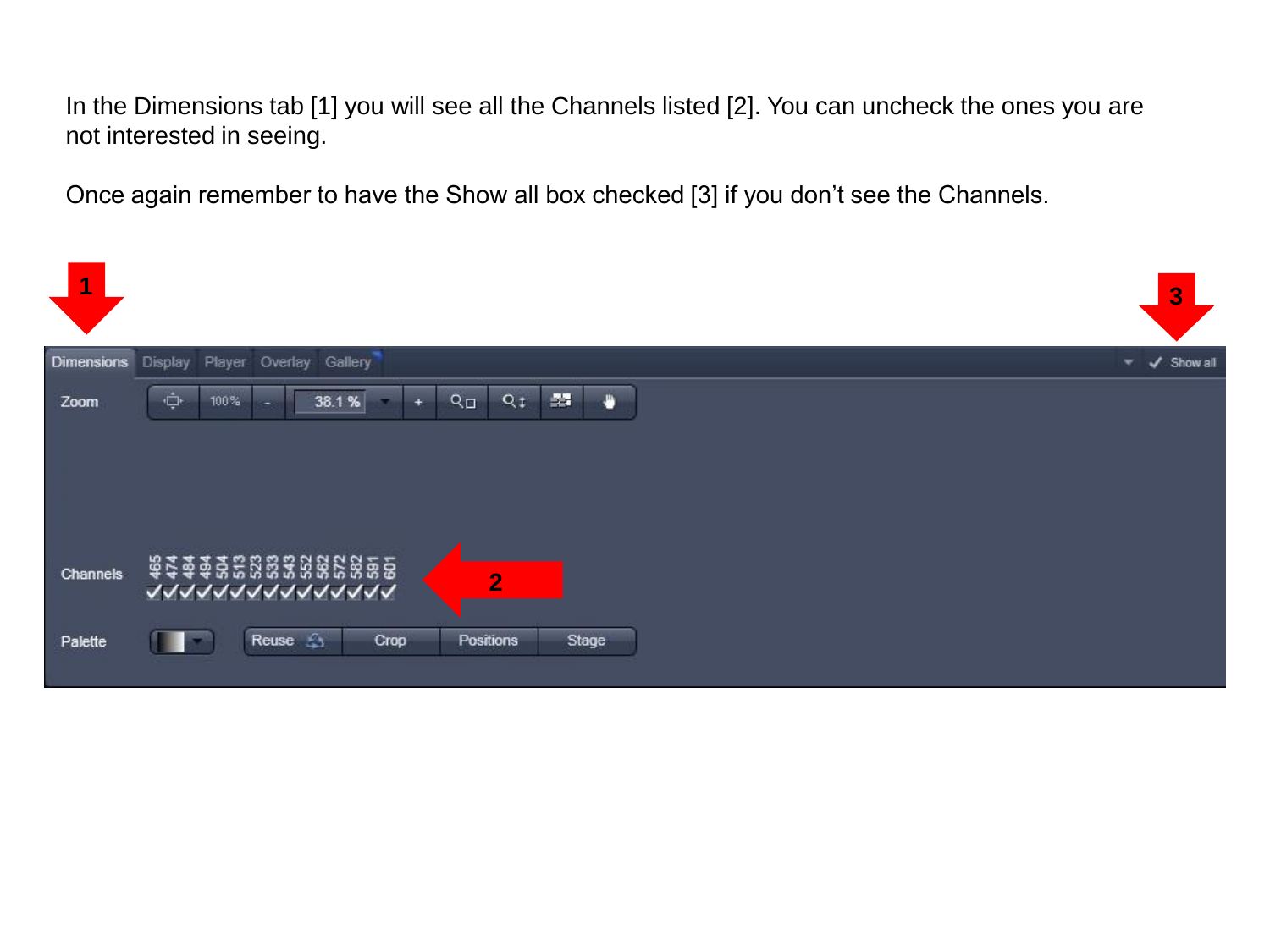In the Dimensions tab [1] you will see all the Channels listed [2]. You can uncheck the ones you are not interested in seeing.

Once again remember to have the Show all box checked [3] if you don't see the Channels.